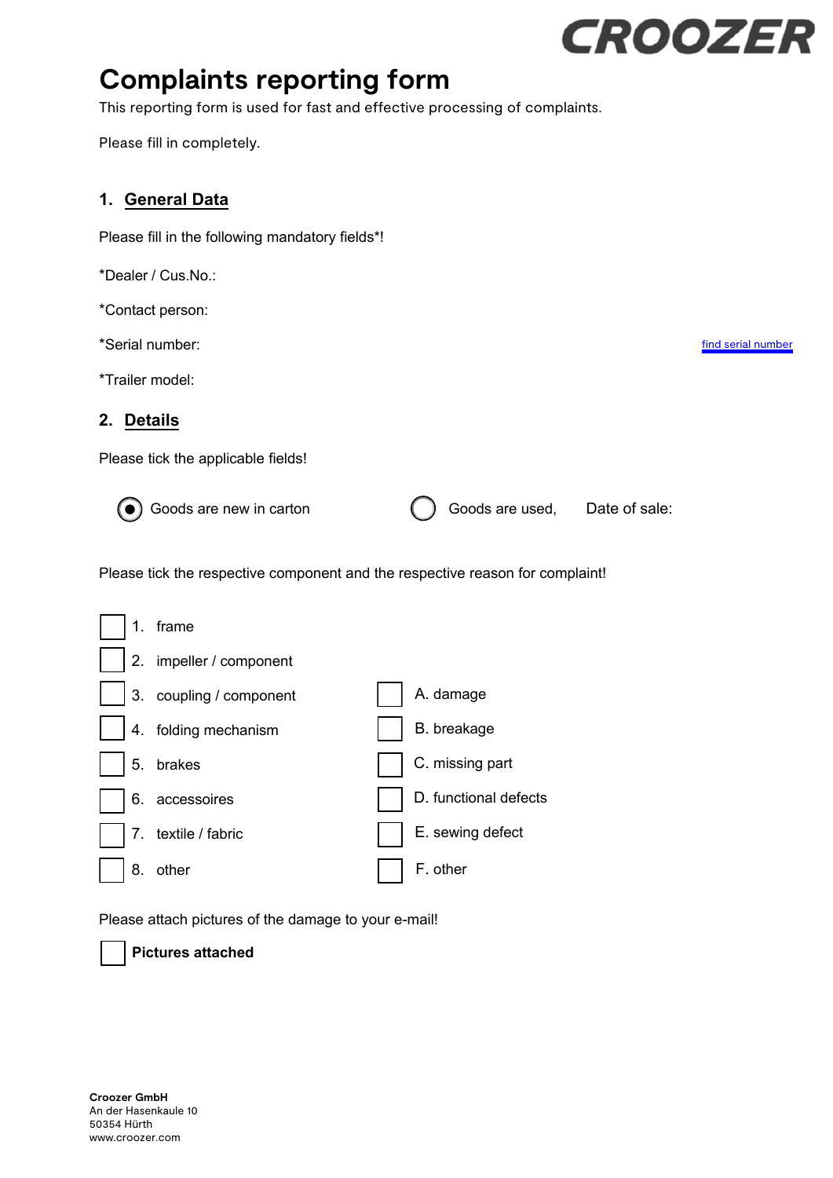CROOZER

# Complaints reporting form

This reporting form is used for fast and effective processing of complaints.

Please fill in completely.

## 1. General Data

Please fill in the following mandatory fields*!

*Dealer / Cus.No.:

*Contact person:

*Serial number: [find serial number]

*Trailer model:

## 2. Details

Please tick the applicable fields!

(●) Goods are new in carton    ( ) Goods are used,    Date of sale:

Please tick the respective component and the respective reason for complaint!

- [ ] 1. frame
- [ ] 2. impeller / component
- [ ] 3. coupling / component
- [ ] 4. folding mechanism
- [ ] 5. brakes
- [ ] 6. accessoires
- [ ] 7. textile / fabric
- [ ] 8. other

- [ ] A. damage
- [ ] B. breakage
- [ ] C. missing part
- [ ] D. functional defects
- [ ] E. sewing defect
- [ ] F. other

Please attach pictures of the damage to your e-mail!

- [ ] **Pictures attached**

**Croozer GmbH**
An der Hasenkaule 10
50354 Hürth
www.croozer.com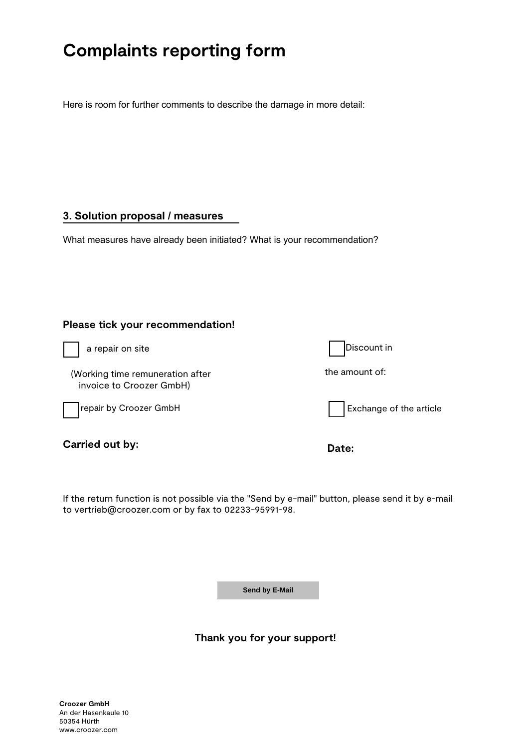# Complaints reporting form

Here is room for further comments to describe the damage in more detail:

## 3. Solution proposal / measures

What measures have already been initiated? What is your recommendation?

**Please tick your recommendation!**

☐ a repair on site

(Working time remuneration after invoice to Croozer GmbH)

☐ repair by Croozer GmbH

☐ Discount in the amount of:

☐ Exchange of the article

**Carried out by:**

**Date:**

If the return function is not possible via the "Send by e-mail" button, please send it by e-mail to vertrieb@croozer.com or by fax to 02233-95991-98.

Send by E-Mail

**Thank you for your support!**

**Croozer GmbH**
An der Hasenkaule 10
50354 Hürth
www.croozer.com